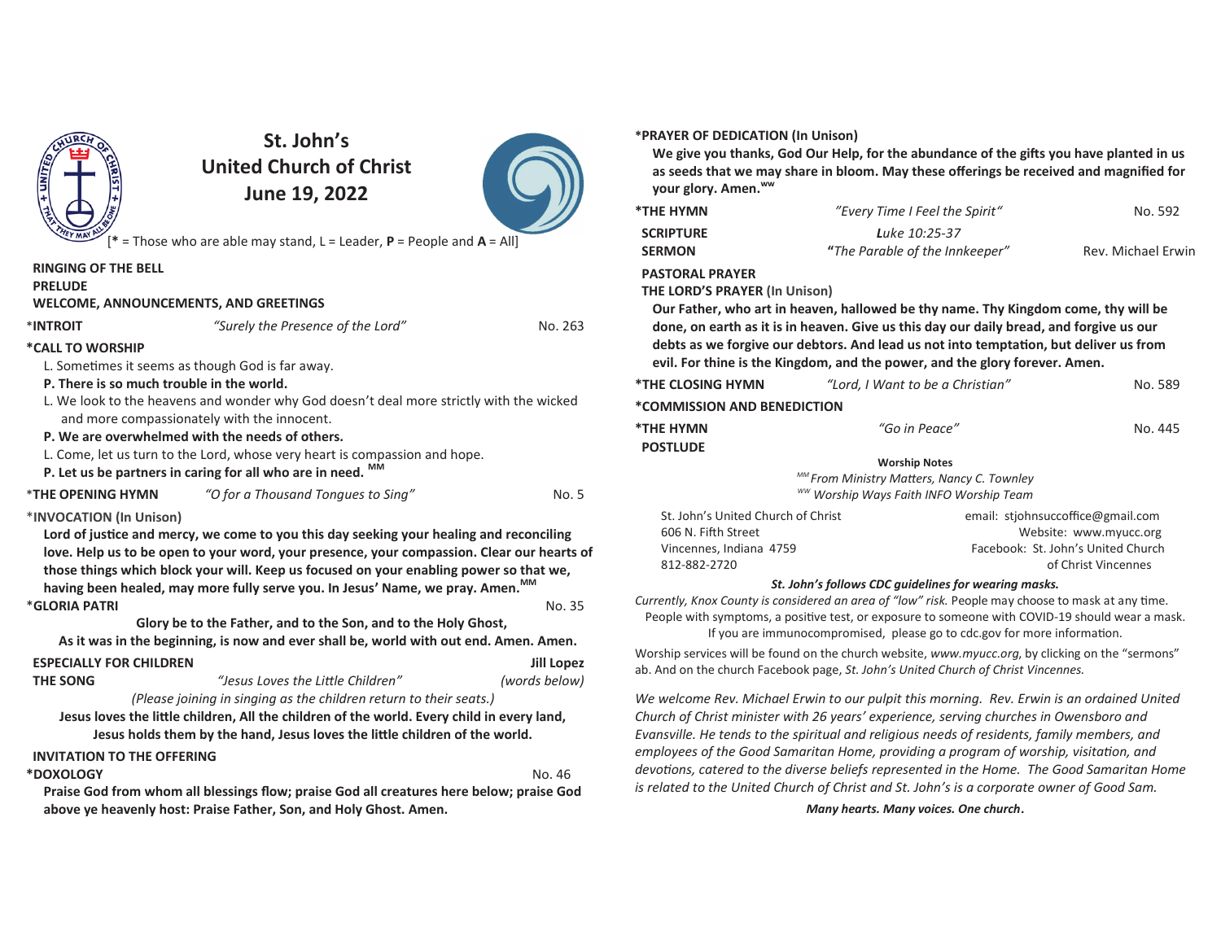# St. John's United Church of Christ

## June 19, 2022

[* = Those who are able may stand, L = Leader, **P** = People and **A** = All]

**RINGING OF THE BELL**

**PRELUDE**

**WELCOME, ANNOUNCEMENTS, AND GREETINGS**

*__INTROIT__ — *"Surely the Presence of the Lord"* — No. 263

***CALL TO WORSHIP**

L. Sometimes it seems as though God is far away.

**P. There is so much trouble in the world.**

L. We look to the heavens and wonder why God doesn't deal more strictly with the wicked and more compassionately with the innocent.

**P. We are overwhelmed with the needs of others.**

L. Come, let us turn to the Lord, whose very heart is compassion and hope.

**P. Let us be partners in caring for all who are in need.** [MM]

*__THE OPENING HYMN__ — *"O for a Thousand Tongues to Sing"* — No. 5

*__INVOCATION (In Unison)__

**Lord of justice and mercy, we come to you this day seeking your healing and reconciling love. Help us to be open to your word, your presence, your compassion. Clear our hearts of those things which block your will. Keep us focused on your enabling power so that we, having been healed, may more fully serve you. In Jesus' Name, we pray. Amen.**[MM]

*__GLORIA PATRI__ — No. 35

**Glory be to the Father, and to the Son, and to the Holy Ghost,**
**As it was in the beginning, is now and ever shall be, world with out end. Amen. Amen.**

**ESPECIALLY FOR CHILDREN** — **Jill Lopez**

**THE SONG** — *"Jesus Loves the Little Children"* — *(words below)*

*(Please joining in singing as the children return to their seats.)*

**Jesus loves the little children, All the children of the world. Every child in every land,**
**Jesus holds them by the hand, Jesus loves the little children of the world.**

**INVITATION TO THE OFFERING**

***DOXOLOGY** — No. 46

**Praise God from whom all blessings flow; praise God all creatures here below; praise God above ye heavenly host: Praise Father, Son, and Holy Ghost. Amen.**

***PRAYER OF DEDICATION (In Unison)**

**We give you thanks, God Our Help, for the abundance of the gifts you have planted in us as seeds that we may share in bloom. May these offerings be received and magnified for your glory. Amen.**[WW]

***THE HYMN** — *"Every Time I Feel the Spirit"* — No. 592

**SCRIPTURE** — *Luke 10:25-37*

**SERMON** — *"The Parable of the Innkeeper"* — Rev. Michael Erwin

**PASTORAL PRAYER**

**THE LORD'S PRAYER (In Unison)**

**Our Father, who art in heaven, hallowed be thy name. Thy Kingdom come, thy will be done, on earth as it is in heaven. Give us this day our daily bread, and forgive us our debts as we forgive our debtors. And lead us not into temptation, but deliver us from evil. For thine is the Kingdom, and the power, and the glory forever. Amen.**

***THE CLOSING HYMN** — *"Lord, I Want to be a Christian"* — No. 589

***COMMISSION AND BENEDICTION**

***THE HYMN** — *"Go in Peace"* — No. 445

**POSTLUDE**

**Worship Notes**

*[MM] From Ministry Matters, Nancy C. Townley*
*[WW] Worship Ways Faith INFO Worship Team*

St. John's United Church of Christ
606 N. Fifth Street
Vincennes, Indiana 4759
812-882-2720

email: stjohnsuccoffice@gmail.com
Website: www.myucc.org
Facebook: St. John's United Church of Christ Vincennes

***St. John's follows CDC guidelines for wearing masks.***

*Currently, Knox County is considered an area of "low" risk.* People may choose to mask at any time. People with symptoms, a positive test, or exposure to someone with COVID-19 should wear a mask. If you are immunocompromised, please go to cdc.gov for more information.

Worship services will be found on the church website, *www.myucc.org*, by clicking on the "sermons" ab. And on the church Facebook page, *St. John's United Church of Christ Vincennes.*

*We welcome Rev. Michael Erwin to our pulpit this morning. Rev. Erwin is an ordained United Church of Christ minister with 26 years' experience, serving churches in Owensboro and Evansville. He tends to the spiritual and religious needs of residents, family members, and employees of the Good Samaritan Home, providing a program of worship, visitation, and devotions, catered to the diverse beliefs represented in the Home. The Good Samaritan Home is related to the United Church of Christ and St. John's is a corporate owner of Good Sam.*

***Many hearts. Many voices. One church.***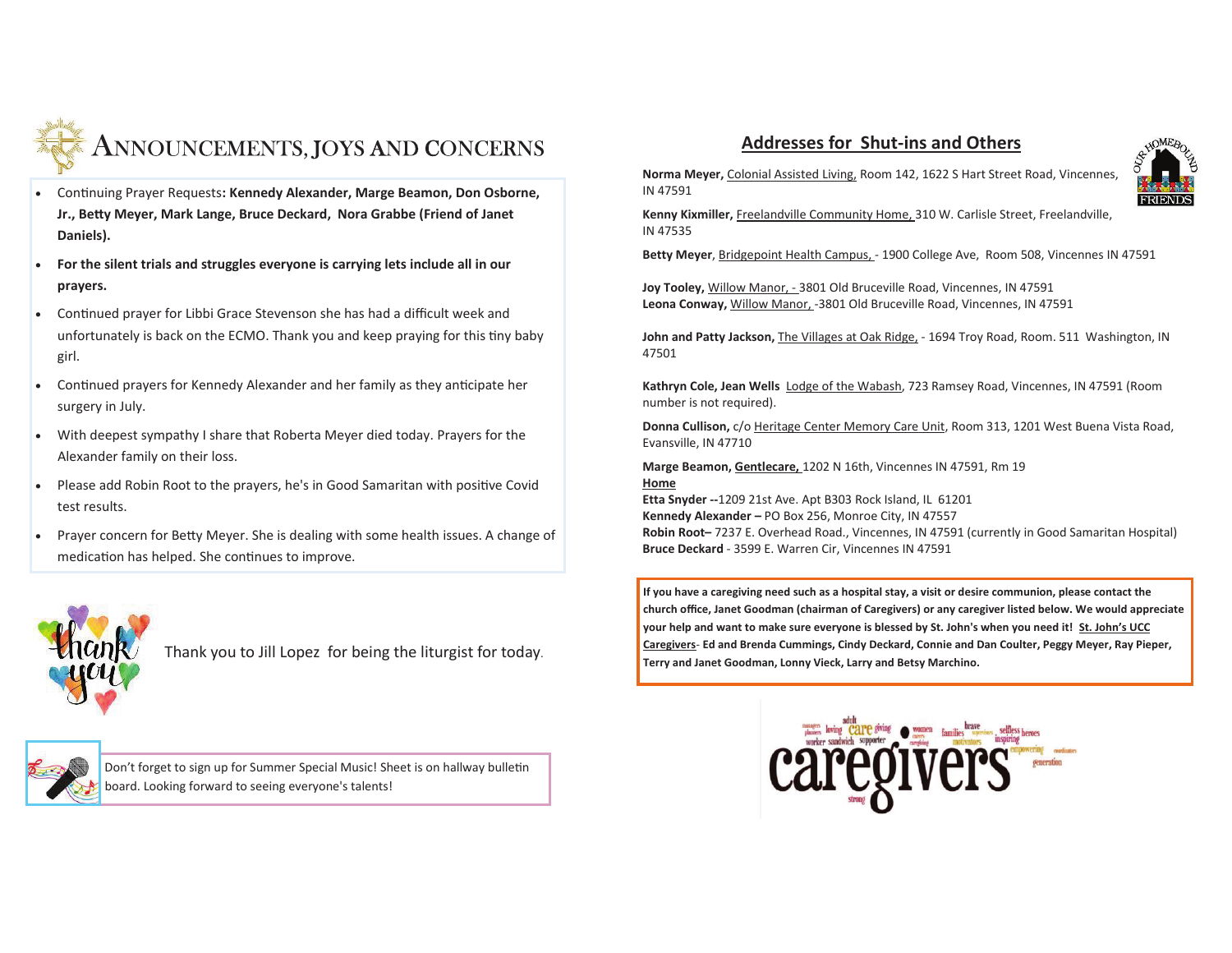# Announcements, Joys and Concerns

- Continuing Prayer Requests: **Kennedy Alexander, Marge Beamon, Don Osborne, Jr., Betty Meyer, Mark Lange, Bruce Deckard, Nora Grabbe (Friend of Janet Daniels).**
- **For the silent trials and struggles everyone is carrying lets include all in our prayers.**
- Continued prayer for Libbi Grace Stevenson she has had a difficult week and unfortunately is back on the ECMO. Thank you and keep praying for this tiny baby girl.
- Continued prayers for Kennedy Alexander and her family as they anticipate her surgery in July.
- With deepest sympathy I share that Roberta Meyer died today. Prayers for the Alexander family on their loss.
- Please add Robin Root to the prayers, he's in Good Samaritan with positive Covid test results.
- Prayer concern for Betty Meyer. She is dealing with some health issues. A change of medication has helped. She continues to improve.

Thank you to Jill Lopez for being the liturgist for today.

Don't forget to sign up for Summer Special Music! Sheet is on hallway bulletin board. Looking forward to seeing everyone's talents!

## Addresses for Shut-ins and Others

**Norma Meyer,** Colonial Assisted Living, Room 142, 1622 S Hart Street Road, Vincennes, IN 47591

**Kenny Kixmiller,** Freelandville Community Home, 310 W. Carlisle Street, Freelandville, IN 47535

**Betty Meyer**, Bridgepoint Health Campus, - 1900 College Ave, Room 508, Vincennes IN 47591

**Joy Tooley,** Willow Manor, - 3801 Old Bruceville Road, Vincennes, IN 47591
**Leona Conway,** Willow Manor, -3801 Old Bruceville Road, Vincennes, IN 47591

**John and Patty Jackson,** The Villages at Oak Ridge, - 1694 Troy Road, Room. 511 Washington, IN 47501

**Kathryn Cole, Jean Wells** Lodge of the Wabash, 723 Ramsey Road, Vincennes, IN 47591 (Room number is not required).

**Donna Cullison,** c/o Heritage Center Memory Care Unit, Room 313, 1201 West Buena Vista Road, Evansville, IN 47710

**Marge Beamon, Gentlecare,** 1202 N 16th, Vincennes IN 47591, Rm 19

**Home**

**Etta Snyder --**1209 21st Ave. Apt B303 Rock Island, IL 61201
**Kennedy Alexander –** PO Box 256, Monroe City, IN 47557
**Robin Root–** 7237 E. Overhead Road., Vincennes, IN 47591 (currently in Good Samaritan Hospital)
**Bruce Deckard** - 3599 E. Warren Cir, Vincennes IN 47591

**If you have a caregiving need such as a hospital stay, a visit or desire communion, please contact the church office, Janet Goodman (chairman of Caregivers) or any caregiver listed below. We would appreciate your help and want to make sure everyone is blessed by St. John's when you need it! St. John's UCC Caregivers- Ed and Brenda Cummings, Cindy Deckard, Connie and Dan Coulter, Peggy Meyer, Ray Pieper, Terry and Janet Goodman, Lonny Vieck, Larry and Betsy Marchino.**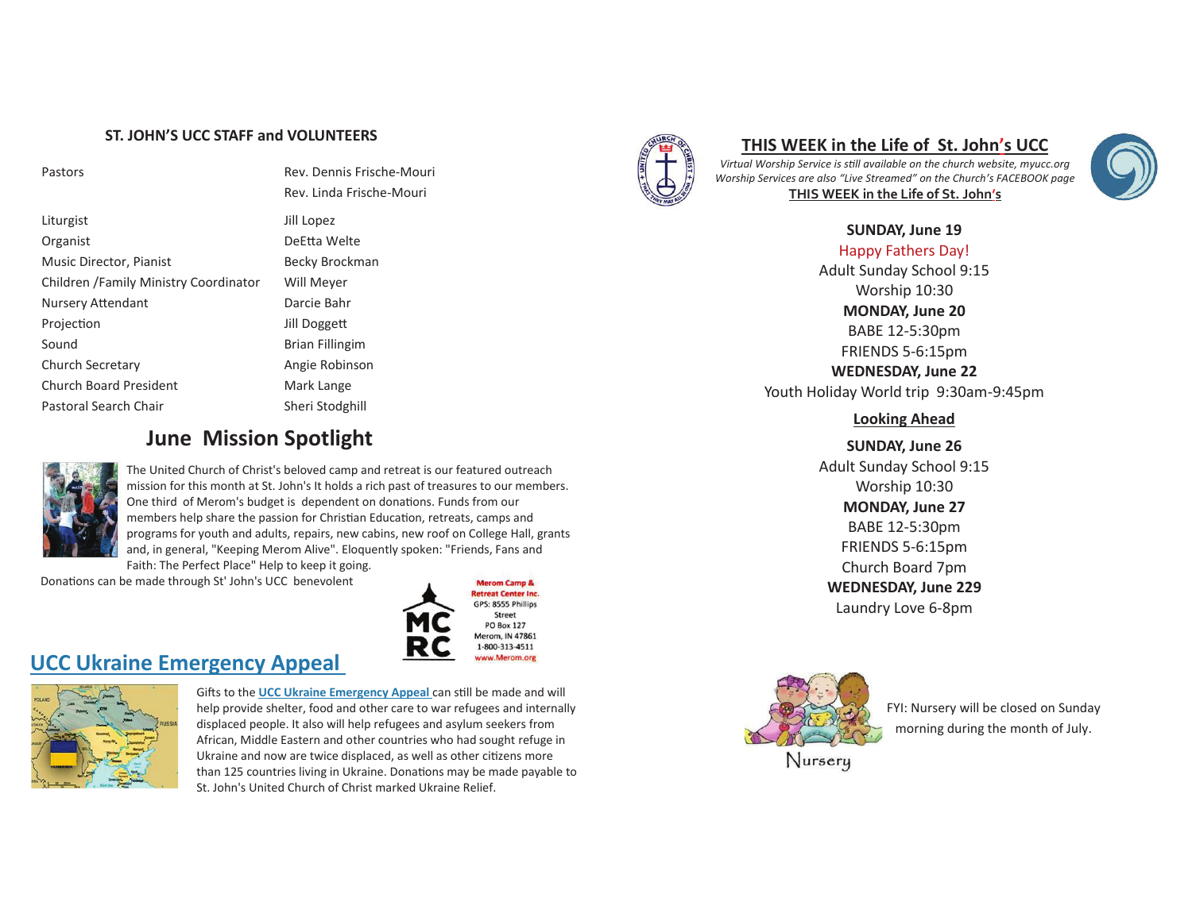**ST. JOHN'S UCC STAFF and VOLUNTEERS**

| | |
|---|---|
| Pastors | Rev. Dennis Frische-Mouri<br>Rev. Linda Frische-Mouri |
| Liturgist | Jill Lopez |
| Organist | DeEtta Welte |
| Music Director, Pianist | Becky Brockman |
| Children /Family Ministry Coordinator | Will Meyer |
| Nursery Attendant | Darcie Bahr |
| Projection | Jill Doggett |
| Sound | Brian Fillingim |
| Church Secretary | Angie Robinson |
| Church Board President | Mark Lange |
| Pastoral Search Chair | Sheri Stodghill |

## June Mission Spotlight

The United Church of Christ's beloved camp and retreat is our featured outreach mission for this month at St. John's It holds a rich past of treasures to our members. One third of Merom's budget is dependent on donations. Funds from our members help share the passion for Christian Education, retreats, camps and programs for youth and adults, repairs, new cabins, new roof on College Hall, grants and, in general, "Keeping Merom Alive". Eloquently spoken: "Friends, Fans and Faith: The Perfect Place" Help to keep it going.

Donations can be made through St' John's UCC benevolent

Merom Camp & Retreat Center Inc.
GPS: 8555 Phillips Street
PO Box 127
Merom, IN 47861
1-800-313-4511
www.Merom.org

## UCC Ukraine Emergency Appeal

Gifts to the **UCC Ukraine Emergency Appeal** can still be made and will help provide shelter, food and other care to war refugees and internally displaced people. It also will help refugees and asylum seekers from African, Middle Eastern and other countries who had sought refuge in Ukraine and now are twice displaced, as well as other citizens more than 125 countries living in Ukraine. Donations may be made payable to St. John's United Church of Christ marked Ukraine Relief.

## THIS WEEK in the Life of St. John's UCC

*Virtual Worship Service is still available on the church website, myucc.org*
*Worship Services are also "Live Streamed" on the Church's FACEBOOK page*

**THIS WEEK in the Life of St. John's**

**SUNDAY, June 19**
Happy Fathers Day!
Adult Sunday School 9:15
Worship 10:30

**MONDAY, June 20**
BABE 12-5:30pm
FRIENDS 5-6:15pm

**WEDNESDAY, June 22**
Youth Holiday World trip 9:30am-9:45pm

**Looking Ahead**

**SUNDAY, June 26**
Adult Sunday School 9:15
Worship 10:30

**MONDAY, June 27**
BABE 12-5:30pm
FRIENDS 5-6:15pm
Church Board 7pm

**WEDNESDAY, June 229**
Laundry Love 6-8pm

Nursery

FYI: Nursery will be closed on Sunday morning during the month of July.